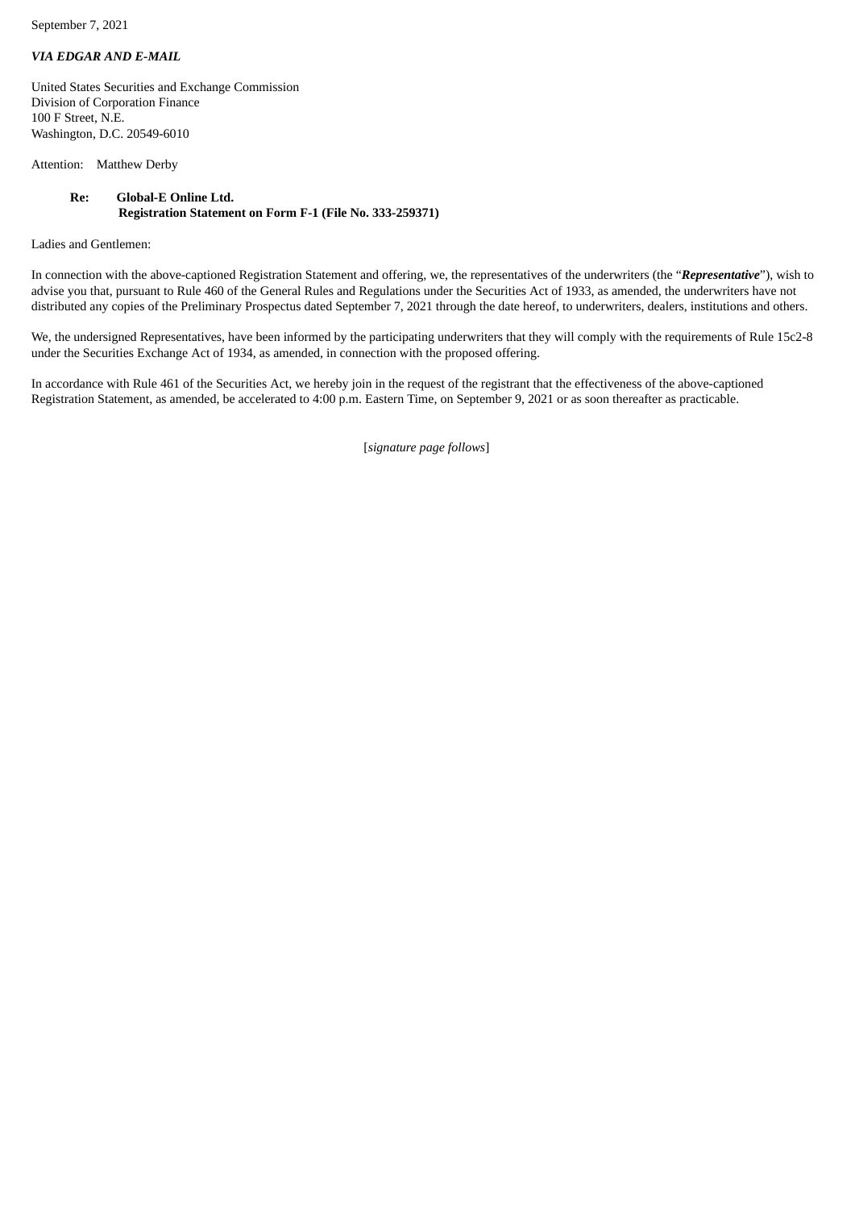September 7, 2021

***VIA EDGAR AND E-MAIL***

United States Securities and Exchange Commission
Division of Corporation Finance
100 F Street, N.E.
Washington, D.C. 20549-6010

Attention: Matthew Derby

**Re: Global-E Online Ltd.**
**Registration Statement on Form F-1 (File No. 333-259371)**

Ladies and Gentlemen:

In connection with the above-captioned Registration Statement and offering, we, the representatives of the underwriters (the "***Representative***"), wish to advise you that, pursuant to Rule 460 of the General Rules and Regulations under the Securities Act of 1933, as amended, the underwriters have not distributed any copies of the Preliminary Prospectus dated September 7, 2021 through the date hereof, to underwriters, dealers, institutions and others.

We, the undersigned Representatives, have been informed by the participating underwriters that they will comply with the requirements of Rule 15c2-8 under the Securities Exchange Act of 1934, as amended, in connection with the proposed offering.

In accordance with Rule 461 of the Securities Act, we hereby join in the request of the registrant that the effectiveness of the above-captioned Registration Statement, as amended, be accelerated to 4:00 p.m. Eastern Time, on September 9, 2021 or as soon thereafter as practicable.

[*signature page follows*]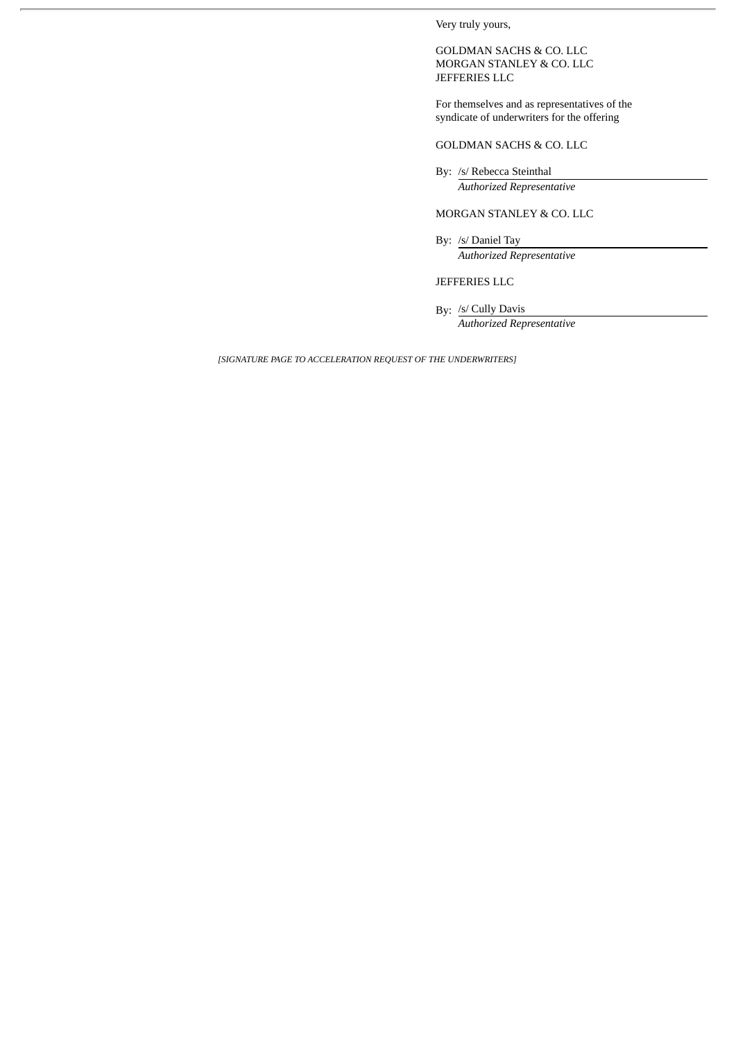Very truly yours,

GOLDMAN SACHS & CO. LLC
MORGAN STANLEY & CO. LLC
JEFFERIES LLC

For themselves and as representatives of the syndicate of underwriters for the offering

GOLDMAN SACHS & CO. LLC

By: /s/ Rebecca Steinthal
*Authorized Representative*

MORGAN STANLEY & CO. LLC

By: /s/ Daniel Tay
*Authorized Representative*

JEFFERIES LLC

By: /s/ Cully Davis
*Authorized Representative*

*[SIGNATURE PAGE TO ACCELERATION REQUEST OF THE UNDERWRITERS]*